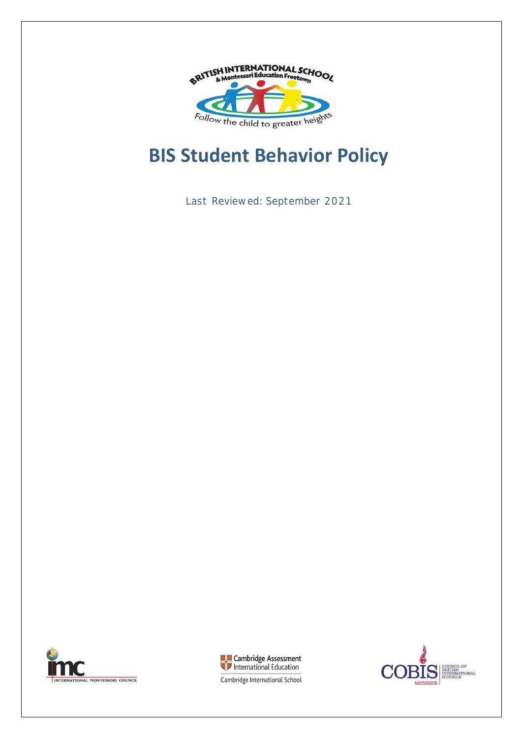# BIS Student Behavior Policy

Last Reviewed: September 2021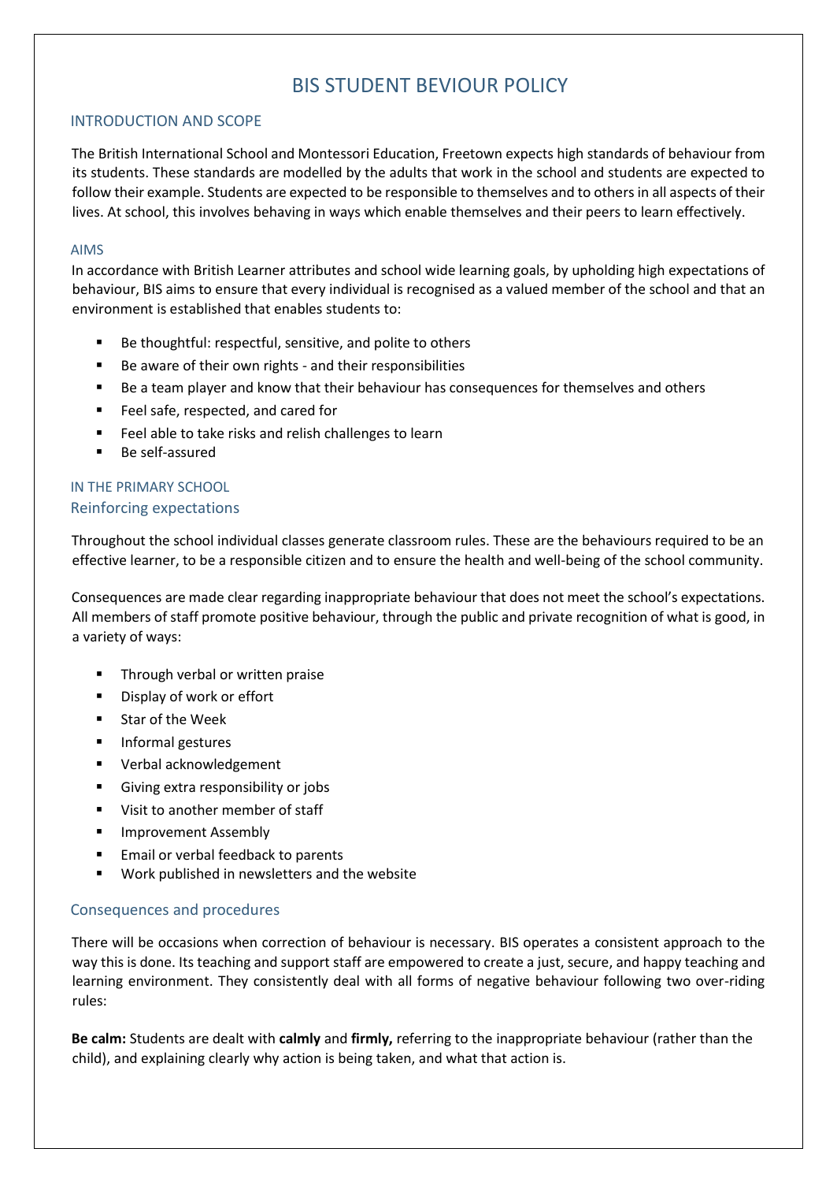# BIS STUDENT BEVIOUR POLICY

## INTRODUCTION AND SCOPE

The British International School and Montessori Education, Freetown expects high standards of behaviour from its students. These standards are modelled by the adults that work in the school and students are expected to follow their example. Students are expected to be responsible to themselves and to others in all aspects of their lives. At school, this involves behaving in ways which enable themselves and their peers to learn effectively.

### AIMS

In accordance with British Learner attributes and school wide learning goals, by upholding high expectations of behaviour, BIS aims to ensure that every individual is recognised as a valued member of the school and that an environment is established that enables students to:

- Be thoughtful: respectful, sensitive, and polite to others
- Be aware of their own rights - and their responsibilities
- Be a team player and know that their behaviour has consequences for themselves and others
- Feel safe, respected, and cared for
- Feel able to take risks and relish challenges to learn
- Be self-assured

## IN THE PRIMARY SCHOOL

### Reinforcing expectations

Throughout the school individual classes generate classroom rules. These are the behaviours required to be an effective learner, to be a responsible citizen and to ensure the health and well-being of the school community.

Consequences are made clear regarding inappropriate behaviour that does not meet the school's expectations. All members of staff promote positive behaviour, through the public and private recognition of what is good, in a variety of ways:

- Through verbal or written praise
- Display of work or effort
- Star of the Week
- Informal gestures
- Verbal acknowledgement
- Giving extra responsibility or jobs
- Visit to another member of staff
- Improvement Assembly
- Email or verbal feedback to parents
- Work published in newsletters and the website

### Consequences and procedures

There will be occasions when correction of behaviour is necessary. BIS operates a consistent approach to the way this is done. Its teaching and support staff are empowered to create a just, secure, and happy teaching and learning environment. They consistently deal with all forms of negative behaviour following two over-riding rules:

**Be calm:** Students are dealt with **calmly** and **firmly,** referring to the inappropriate behaviour (rather than the child), and explaining clearly why action is being taken, and what that action is.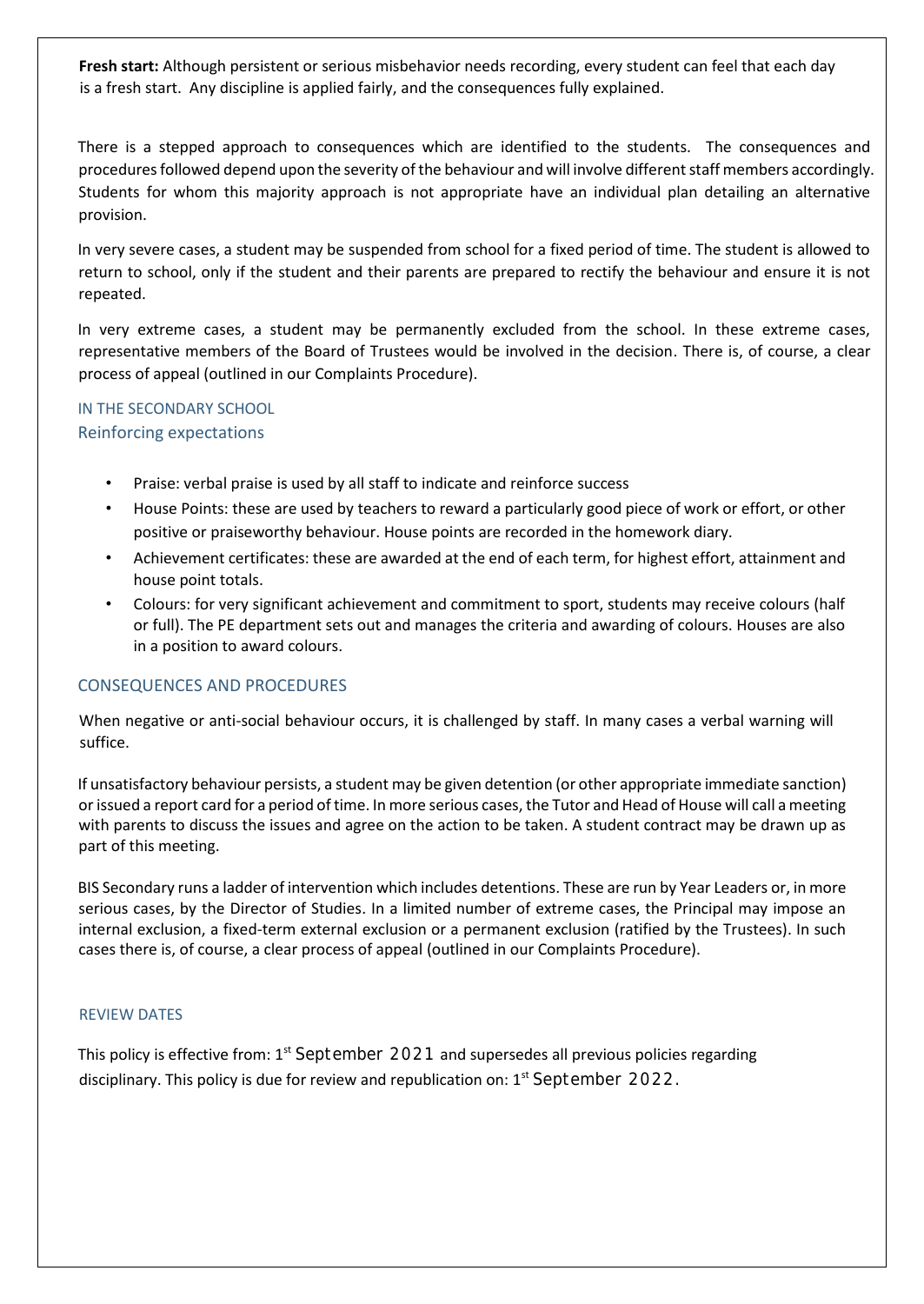**Fresh start:** Although persistent or serious misbehavior needs recording, every student can feel that each day is a fresh start. Any discipline is applied fairly, and the consequences fully explained.

There is a stepped approach to consequences which are identified to the students. The consequences and procedures followed depend upon the severity of the behaviour and will involve different staff members accordingly. Students for whom this majority approach is not appropriate have an individual plan detailing an alternative provision.

In very severe cases, a student may be suspended from school for a fixed period of time. The student is allowed to return to school, only if the student and their parents are prepared to rectify the behaviour and ensure it is not repeated.

In very extreme cases, a student may be permanently excluded from the school. In these extreme cases, representative members of the Board of Trustees would be involved in the decision. There is, of course, a clear process of appeal (outlined in our Complaints Procedure).

## IN THE SECONDARY SCHOOL

### Reinforcing expectations

- Praise: verbal praise is used by all staff to indicate and reinforce success
- House Points: these are used by teachers to reward a particularly good piece of work or effort, or other positive or praiseworthy behaviour. House points are recorded in the homework diary.
- Achievement certificates: these are awarded at the end of each term, for highest effort, attainment and house point totals.
- Colours: for very significant achievement and commitment to sport, students may receive colours (half or full). The PE department sets out and manages the criteria and awarding of colours. Houses are also in a position to award colours.

## CONSEQUENCES AND PROCEDURES

When negative or anti-social behaviour occurs, it is challenged by staff. In many cases a verbal warning will suffice.

If unsatisfactory behaviour persists, a student may be given detention (or other appropriate immediate sanction) or issued a report card for a period of time. In more serious cases, the Tutor and Head of House will call a meeting with parents to discuss the issues and agree on the action to be taken. A student contract may be drawn up as part of this meeting.

BIS Secondary runs a ladder of intervention which includes detentions. These are run by Year Leaders or, in more serious cases, by the Director of Studies. In a limited number of extreme cases, the Principal may impose an internal exclusion, a fixed-term external exclusion or a permanent exclusion (ratified by the Trustees). In such cases there is, of course, a clear process of appeal (outlined in our Complaints Procedure).

## REVIEW DATES

This policy is effective from: 1st September 2021 and supersedes all previous policies regarding disciplinary. This policy is due for review and republication on: 1st September 2022.